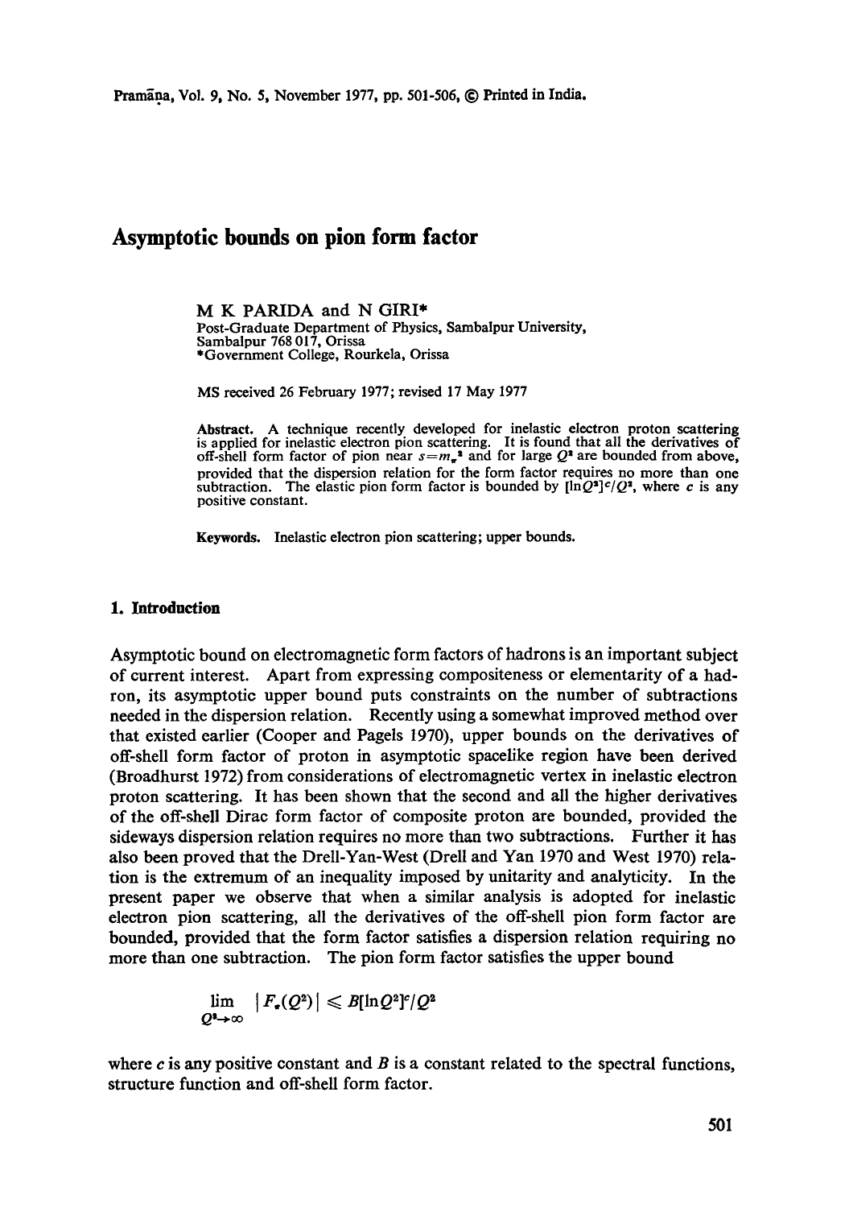# Asymptotic bounds on pion form factor

M K PARIDA and N GIRI*

Post-Graduate Department of Physics, Sambalpur University, Sambalpur 768 017, Orissa

*Government College, Rourkela, Orissa

MS received 26 February 1977; revised 17 May 1977

**Abstract.** A technique recently developed for inelastic electron proton scattering is applied for inelastic electron pion scattering. It is found that all the derivatives of off-shell form factor of pion near $s=m_\pi^2$ and for large $Q^2$ are bounded from above, provided that the dispersion relation for the form factor requires no more than one subtraction. The elastic pion form factor is bounded by $[\ln Q^2]^c/Q^2$, where $c$ is any positive constant.

**Keywords.** Inelastic electron pion scattering; upper bounds.

## 1. Introduction

Asymptotic bound on electromagnetic form factors of hadrons is an important subject of current interest. Apart from expressing compositeness or elementarity of a hadron, its asymptotic upper bound puts constraints on the number of subtractions needed in the dispersion relation. Recently using a somewhat improved method over that existed earlier (Cooper and Pagels 1970), upper bounds on the derivatives of off-shell form factor of proton in asymptotic spacelike region have been derived (Broadhurst 1972) from considerations of electromagnetic vertex in inelastic electron proton scattering. It has been shown that the second and all the higher derivatives of the off-shell Dirac form factor of composite proton are bounded, provided the sideways dispersion relation requires no more than two subtractions. Further it has also been proved that the Drell-Yan-West (Drell and Yan 1970 and West 1970) relation is the extremum of an inequality imposed by unitarity and analyticity. In the present paper we observe that when a similar analysis is adopted for inelastic electron pion scattering, all the derivatives of the off-shell pion form factor are bounded, provided that the form factor satisfies a dispersion relation requiring no more than one subtraction. The pion form factor satisfies the upper bound

$$\lim_{Q^2\to\infty} |F_\pi(Q^2)| \leqslant B[\ln Q^2]^c/Q^2$$

where $c$ is any positive constant and $B$ is a constant related to the spectral functions, structure function and off-shell form factor.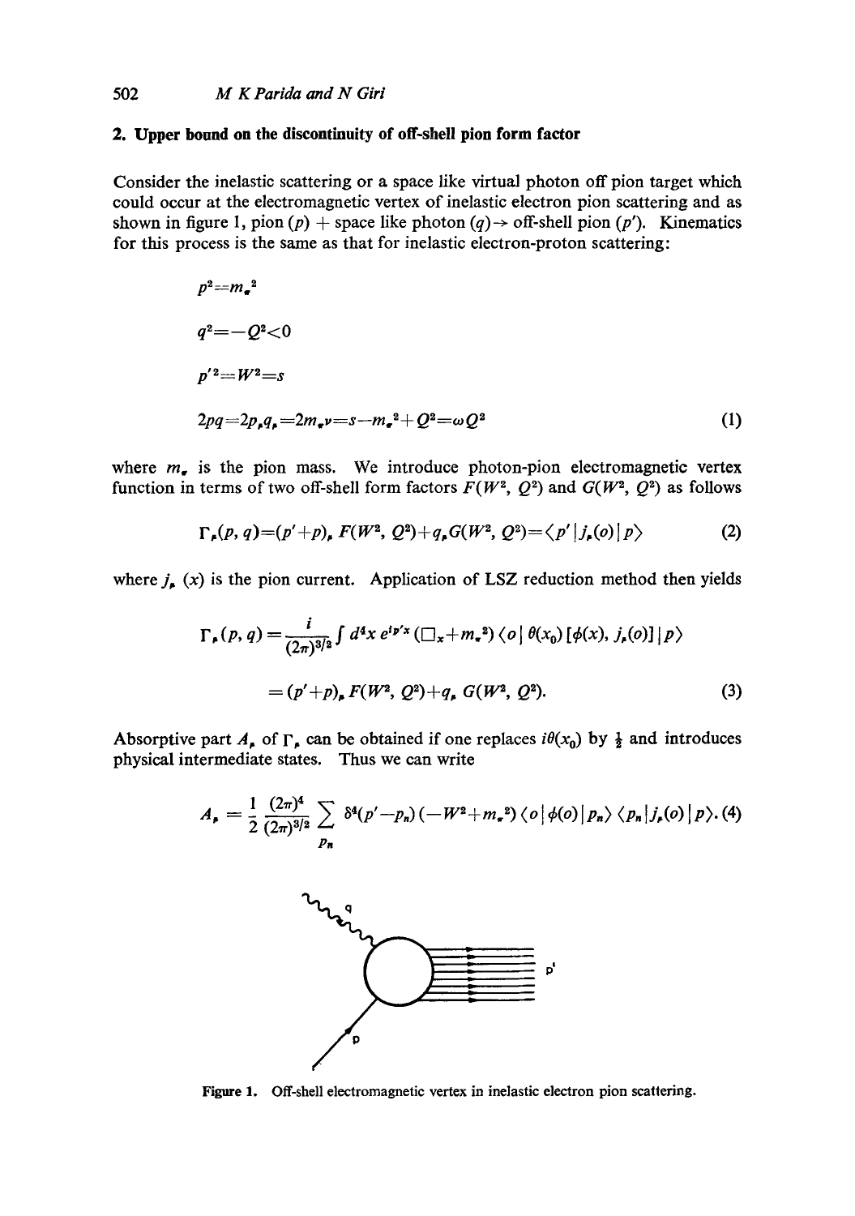## 2. Upper bound on the discontinuity of off-shell pion form factor

Consider the inelastic scattering or a space like virtual photon off pion target which could occur at the electromagnetic vertex of inelastic electron pion scattering and as shown in figure 1, pion $(p)$ + space like photon $(q) \rightarrow$ off-shell pion $(p')$. Kinematics for this process is the same as that for inelastic electron-proton scattering:

$$
\begin{aligned}
&p^2 = m_\pi^2 \\
&q^2 = -Q^2 < 0 \\
&p'^2 = W^2 = s \\
&2pq = 2p_\mu q_\mu = 2m_\pi \nu = s - m_\pi^2 + Q^2 = \omega Q^2
\end{aligned} \tag{1}
$$

where $m_\pi$ is the pion mass. We introduce photon-pion electromagnetic vertex function in terms of two off-shell form factors $F(W^2, Q^2)$ and $G(W^2, Q^2)$ as follows

$$
\Gamma_\mu(p, q) = (p' + p)_\mu F(W^2, Q^2) + q_\mu G(W^2, Q^2) = \langle p' | j_\mu(o) | p \rangle \tag{2}
$$

where $j_\mu(x)$ is the pion current. Application of LSZ reduction method then yields

$$
\begin{aligned}
\Gamma_\mu(p, q) &= \frac{i}{(2\pi)^{3/2}} \int d^4x \, e^{ip'x} (\Box_x + m_\pi^2) \langle o | \theta(x_0) [\phi(x), j_\mu(o)] | p \rangle \\
&= (p' + p)_\mu F(W^2, Q^2) + q_\mu G(W^2, Q^2).
\end{aligned} \tag{3}
$$

Absorptive part $A_\mu$ of $\Gamma_\mu$ can be obtained if one replaces $i\theta(x_0)$ by $\frac{1}{2}$ and introduces physical intermediate states. Thus we can write

$$
A_\mu = \frac{1}{2} \frac{(2\pi)^4}{(2\pi)^{3/2}} \sum_{p_n} \delta^4(p' - p_n)(-W^2 + m_\pi^2) \langle o | \phi(o) | p_n \rangle \langle p_n | j_\mu(o) | p \rangle. \tag{4}
$$

Figure 1. Off-shell electromagnetic vertex in inelastic electron pion scattering.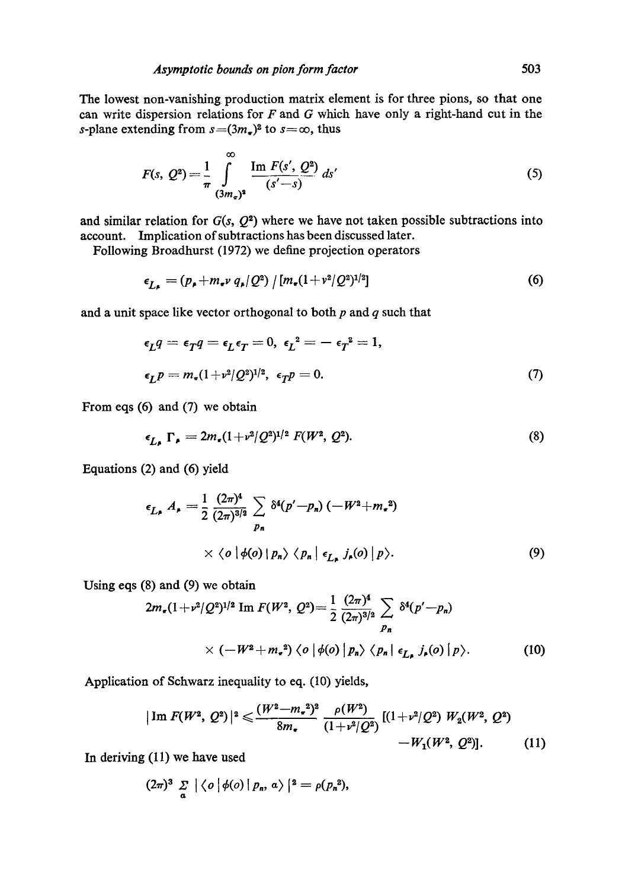The lowest non-vanishing production matrix element is for three pions, so that one can write dispersion relations for $F$ and $G$ which have only a right-hand cut in the $s$-plane extending from $s=(3m_\pi)^2$ to $s=\infty$, thus

$$F(s, Q^2) = \frac{1}{\pi} \int_{(3m_\pi)^2}^{\infty} \frac{\text{Im } F(s', Q^2)}{(s'-s)} ds' \tag{5}$$

and similar relation for $G(s, Q^2)$ where we have not taken possible subtractions into account. Implication of subtractions has been discussed later.

Following Broadhurst (1972) we define projection operators

$$\epsilon_{L_\mu} = (p_\mu + m_\pi \nu\, q_\mu / Q^2) \,/\, [m_\pi (1+\nu^2/Q^2)^{1/2}] \tag{6}$$

and a unit space like vector orthogonal to both $p$ and $q$ such that

$$\epsilon_L q = \epsilon_T q = \epsilon_L \epsilon_T = 0, \;\; \epsilon_L{}^2 = -\, \epsilon_T{}^2 = 1,$$

$$\epsilon_L p = m_\pi (1+\nu^2/Q^2)^{1/2}, \;\; \epsilon_T p = 0. \tag{7}$$

From eqs (6) and (7) we obtain

$$\epsilon_{L_\mu} \Gamma_\mu = 2m_\pi (1+\nu^2/Q^2)^{1/2} F(W^2, Q^2). \tag{8}$$

Equations (2) and (6) yield

$$\epsilon_{L_\mu} A_\mu = \frac{1}{2} \frac{(2\pi)^4}{(2\pi)^{3/2}} \sum_{p_n} \delta^4(p'-p_n)\,(-W^2+m_\pi^2)$$

$$\times \langle o \,|\, \phi(o) \,|\, p_n \rangle \langle p_n \,|\, \epsilon_{L_\mu} j_\mu(o) \,|\, p \rangle. \tag{9}$$

Using eqs (8) and (9) we obtain

$$2m_\pi (1+\nu^2/Q^2)^{1/2} \,\text{Im } F(W^2, Q^2) = \frac{1}{2} \frac{(2\pi)^4}{(2\pi)^{3/2}} \sum_{p_n} \delta^4(p'-p_n)$$

$$\times (-W^2+m_\pi^2) \langle o \,|\, \phi(o) \,|\, p_n \rangle \langle p_n \,|\, \epsilon_{L_\mu} j_\mu(o) \,|\, p \rangle. \tag{10}$$

Application of Schwarz inequality to eq. (10) yields,

$$|\,\text{Im } F(W^2, Q^2)\,|^2 \leqslant \frac{(W^2-m_\pi^2)^2}{8m_\pi} \frac{\rho(W^2)}{(1+\nu^2/Q^2)} [(1+\nu^2/Q^2)\, W_2(W^2, Q^2) - W_1(W^2, Q^2)]. \tag{11}$$

In deriving (11) we have used

$$(2\pi)^3 \sum_a |\langle o \,|\, \phi(o) \,|\, p_n, a \rangle|^2 = \rho(p_n^2),$$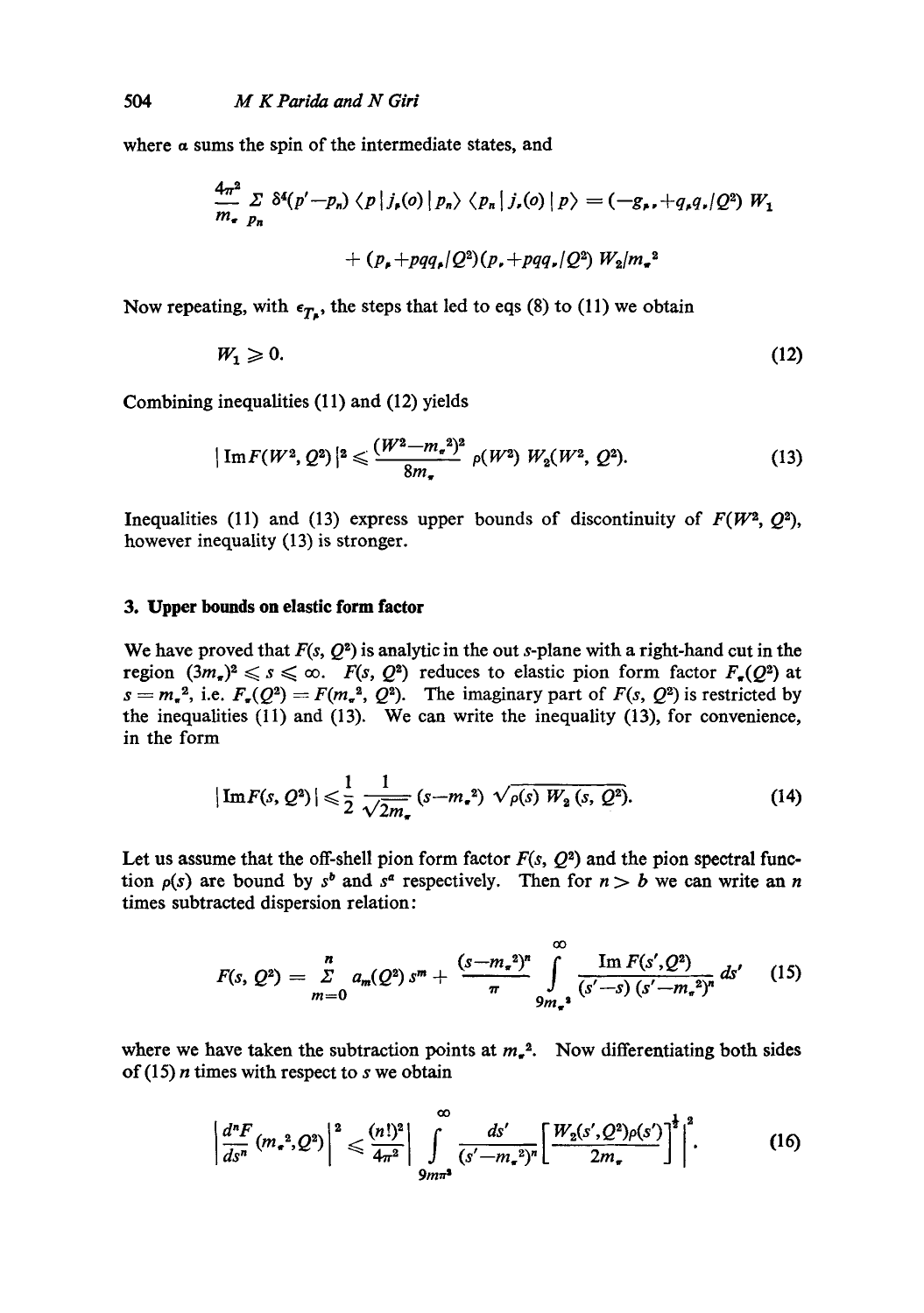where $\alpha$ sums the spin of the intermediate states, and

$$\frac{4\pi^2}{m_\pi} \sum_{p_n} \delta^4(p'-p_n) \langle p \,|\, j_\nu(o) \,|\, p_n\rangle \langle p_n \,|\, j_\nu(o) \,|\, p\rangle = (-g_{\mu\nu}+q_\mu q_\nu/Q^2)\, W_1$$

$$+ (p_\mu+pqq_\mu/Q^2)(p_\nu+pqq_\nu/Q^2)\, W_2/m_\pi^2$$

Now repeating, with $\epsilon_{T_\mu}$, the steps that led to eqs (8) to (11) we obtain

$$W_1 \geqslant 0. \tag{12}$$

Combining inequalities (11) and (12) yields

$$|\operatorname{Im} F(W^2, Q^2)|^2 \leqslant \frac{(W^2-m_\pi^2)^2}{8m_\pi}\, \rho(W^2)\, W_2(W^2, Q^2). \tag{13}$$

Inequalities (11) and (13) express upper bounds of discontinuity of $F(W^2, Q^2)$, however inequality (13) is stronger.

## 3. Upper bounds on elastic form factor

We have proved that $F(s, Q^2)$ is analytic in the out $s$-plane with a right-hand cut in the region $(3m_\pi)^2 \leqslant s \leqslant \infty$. $F(s, Q^2)$ reduces to elastic pion form factor $F_\pi(Q^2)$ at $s = m_\pi^2$, i.e. $F_\pi(Q^2) = F(m_\pi^2, Q^2)$. The imaginary part of $F(s, Q^2)$ is restricted by the inequalities (11) and (13). We can write the inequality (13), for convenience, in the form

$$|\operatorname{Im} F(s, Q^2)| \leqslant \frac{1}{2}\, \frac{1}{\sqrt{2m_\pi}}\, (s-m_\pi^2)\, \sqrt{\rho(s)\, W_2\,(s, Q^2)}. \tag{14}$$

Let us assume that the off-shell pion form factor $F(s, Q^2)$ and the pion spectral function $\rho(s)$ are bound by $s^b$ and $s^a$ respectively. Then for $n > b$ we can write an $n$ times subtracted dispersion relation:

$$F(s, Q^2) = \sum_{m=0}^{n} a_m(Q^2)\, s^m + \frac{(s-m_\pi^2)^n}{\pi} \int_{9m_\pi^2}^{\infty} \frac{\operatorname{Im} F(s', Q^2)}{(s'-s)\,(s'-m_\pi^2)^n}\, ds' \tag{15}$$

where we have taken the subtraction points at $m_\pi^2$. Now differentiating both sides of (15) $n$ times with respect to $s$ we obtain

$$\left| \frac{d^n F}{ds^n}\, (m_\pi^2, Q^2) \right|^2 \leqslant \frac{(n!)^2}{4\pi^2} \left| \int_{9m\pi^2}^{\infty} \frac{ds'}{(s'-m_\pi^2)^n} \left[ \frac{W_2(s', Q^2)\rho(s')}{2m_\pi} \right]^{\frac{1}{2}} \right|^2. \tag{16}$$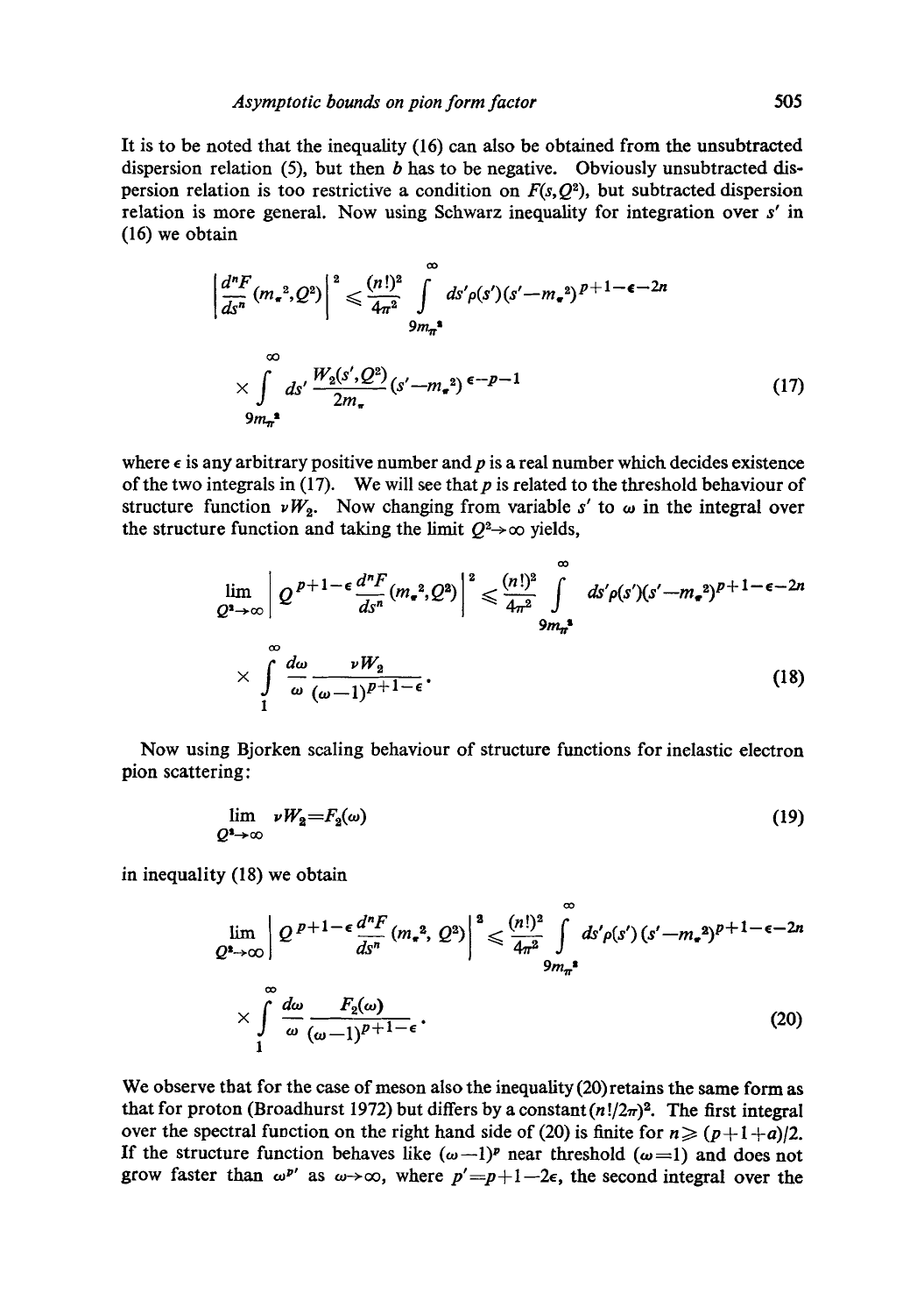It is to be noted that the inequality (16) can also be obtained from the unsubtracted dispersion relation (5), but then $b$ has to be negative. Obviously unsubtracted dispersion relation is too restrictive a condition on $F(s,Q^2)$, but subtracted dispersion relation is more general. Now using Schwarz inequality for integration over $s'$ in (16) we obtain

$$\left|\frac{d^nF}{ds^n}(m_\pi^2,Q^2)\right|^2 \leqslant \frac{(n!)^2}{4\pi^2}\int\limits_{9m_\pi^2}^{\infty} ds'\rho(s')(s'-m_\pi^2)^{p+1-\epsilon-2n}$$

$$\times \int\limits_{9m_\pi^2}^{\infty} ds' \frac{W_2(s',Q^2)}{2m_\pi}(s'-m_\pi^2)^{\epsilon-p-1} \tag{17}$$

where $\epsilon$ is any arbitrary positive number and $p$ is a real number which decides existence of the two integrals in (17). We will see that $p$ is related to the threshold behaviour of structure function $\nu W_2$. Now changing from variable $s'$ to $\omega$ in the integral over the structure function and taking the limit $Q^2 \to \infty$ yields,

$$\lim_{Q^2\to\infty}\left|Q^{p+1-\epsilon}\frac{d^nF}{ds^n}(m_\pi^2,Q^2)\right|^2 \leqslant \frac{(n!)^2}{4\pi^2}\int\limits_{9m_\pi^2}^{\infty} ds'\rho(s')(s'-m_\pi^2)^{p+1-\epsilon-2n}$$

$$\times \int\limits_{1}^{\infty}\frac{d\omega}{\omega}\frac{\nu W_2}{(\omega-1)^{p+1-\epsilon}}. \tag{18}$$

Now using Bjorken scaling behaviour of structure functions for inelastic electron pion scattering:

$$\lim_{Q^2\to\infty}\nu W_2 = F_2(\omega) \tag{19}$$

in inequality (18) we obtain

$$\lim_{Q^2\to\infty}\left|Q^{p+1-\epsilon}\frac{d^nF}{ds^n}(m_\pi^2,Q^2)\right|^2 \leqslant \frac{(n!)^2}{4\pi^2}\int\limits_{9m_\pi^2}^{\infty} ds'\rho(s')(s'-m_\pi^2)^{p+1-\epsilon-2n}$$

$$\times \int\limits_{1}^{\infty}\frac{d\omega}{\omega}\frac{F_2(\omega)}{(\omega-1)^{p+1-\epsilon}}. \tag{20}$$

We observe that for the case of meson also the inequality (20) retains the same form as that for proton (Broadhurst 1972) but differs by a constant $(n!/2\pi)^2$. The first integral over the spectral function on the right hand side of (20) is finite for $n \geqslant (p+1+a)/2$. If the structure function behaves like $(\omega-1)^p$ near threshold ($\omega=1$) and does not grow faster than $\omega^{p'}$ as $\omega\to\infty$, where $p'=p+1-2\epsilon$, the second integral over the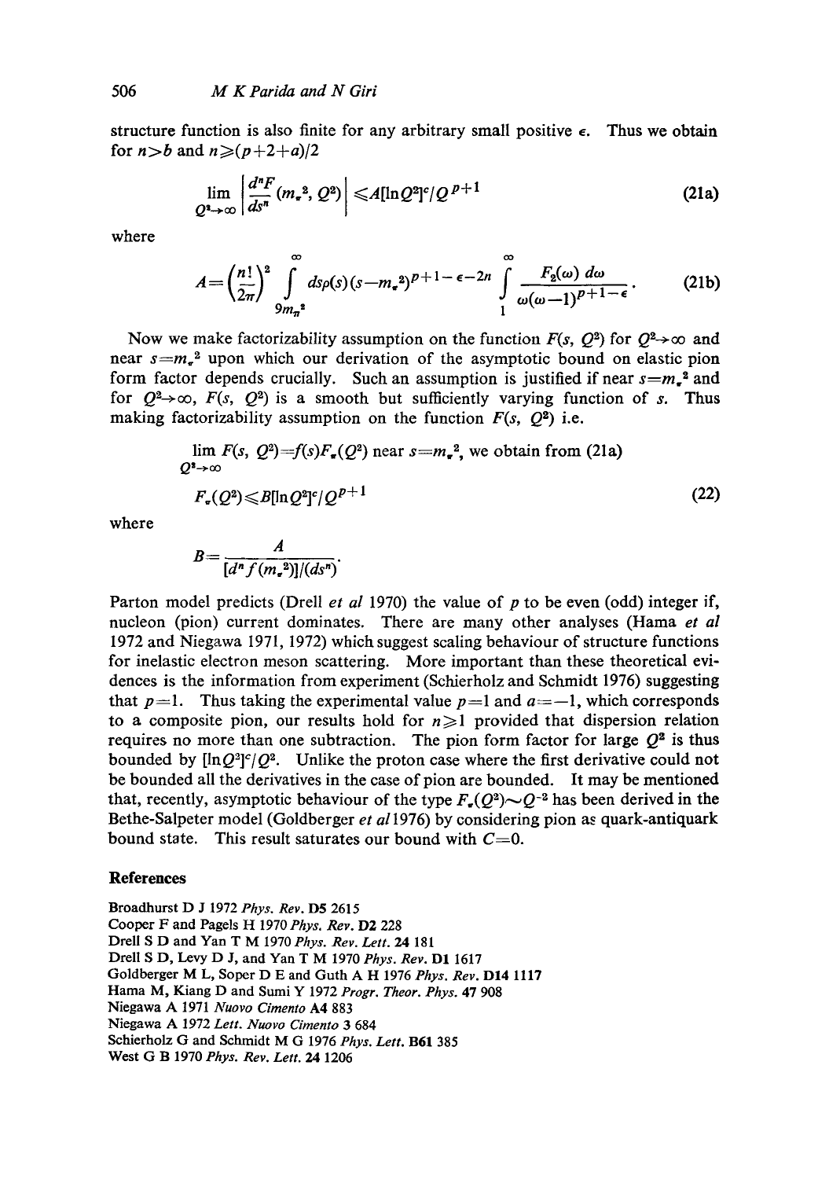structure function is also finite for any arbitrary small positive $\epsilon$. Thus we obtain for $n > b$ and $n \geqslant (p+2+a)/2$

$$\lim_{Q^2 \to \infty} \left| \frac{d^n F}{ds^n}(m_\pi^2, Q^2) \right| \leqslant A[\ln Q^2]^c / Q^{p+1} \tag{21a}$$

where

$$A = \left(\frac{n!}{2\pi}\right)^2 \int_{9m_\pi^2}^{\infty} ds \rho(s) (s - m_\pi^2)^{p+1-\epsilon-2n} \int_1^{\infty} \frac{F_2(\omega)\, d\omega}{\omega(\omega-1)^{p+1-\epsilon}}. \tag{21b}$$

Now we make factorizability assumption on the function $F(s, Q^2)$ for $Q^2 \to \infty$ and near $s = m_\pi^2$ upon which our derivation of the asymptotic bound on elastic pion form factor depends crucially. Such an assumption is justified if near $s = m_\pi^2$ and for $Q^2 \to \infty$, $F(s, Q^2)$ is a smooth but sufficiently varying function of $s$. Thus making factorizability assumption on the function $F(s, Q^2)$ i.e.

$\lim_{Q^2 \to \infty} F(s, Q^2) = f(s) F_\pi(Q^2)$ near $s = m_\pi^2$, we obtain from (21a)

$$F_\pi(Q^2) \leqslant B[\ln Q^2]^c / Q^{p+1} \tag{22}$$

where

$$B = \frac{A}{[d^n f(m_\pi^2)]/(ds^n)}.$$

Parton model predicts (Drell *et al* 1970) the value of $p$ to be even (odd) integer if, nucleon (pion) current dominates. There are many other analyses (Hama *et al* 1972 and Niegawa 1971, 1972) which suggest scaling behaviour of structure functions for inelastic electron meson scattering. More important than these theoretical evidences is the information from experiment (Schierholz and Schmidt 1976) suggesting that $p = 1$. Thus taking the experimental value $p = 1$ and $a = -1$, which corresponds to a composite pion, our results hold for $n \geqslant 1$ provided that dispersion relation requires no more than one subtraction. The pion form factor for large $Q^2$ is thus bounded by $[\ln Q^2]^c / Q^2$. Unlike the proton case where the first derivative could not be bounded all the derivatives in the case of pion are bounded. It may be mentioned that, recently, asymptotic behaviour of the type $F_\pi(Q^2) \sim Q^{-2}$ has been derived in the Bethe-Salpeter model (Goldberger *et al* 1976) by considering pion as quark-antiquark bound state. This result saturates our bound with $C = 0$.

## References

Broadhurst D J 1972 *Phys. Rev.* **D5** 2615

Cooper F and Pagels H 1970 *Phys. Rev.* **D2** 228

Drell S D and Yan T M 1970 *Phys. Rev. Lett.* **24** 181

Drell S D, Levy D J, and Yan T M 1970 *Phys. Rev.* **D1** 1617

Goldberger M L, Soper D E and Guth A H 1976 *Phys. Rev.* **D14** 1117

Hama M, Kiang D and Sumi Y 1972 *Progr. Theor. Phys.* **47** 908

Niegawa A 1971 *Nuovo Cimento* **A4** 883

Niegawa A 1972 *Lett. Nuovo Cimento* **3** 684

Schierholz G and Schmidt M G 1976 *Phys. Lett.* **B61** 385

West G B 1970 *Phys. Rev. Lett.* **24** 1206